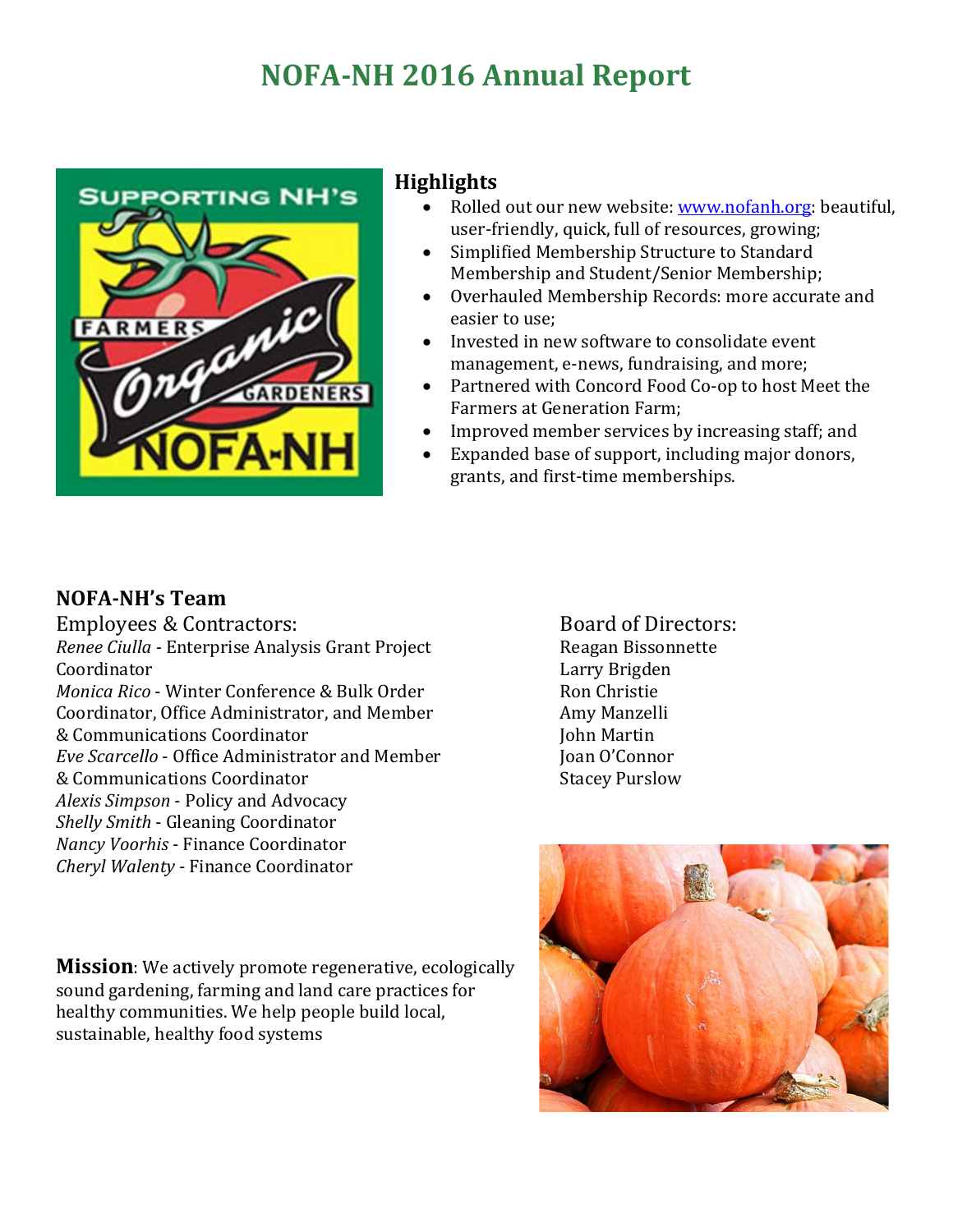# NOFA-NH 2016 Annual Report

## Highlights

- Rolled out our new website: [www.nofanh.org](http://www.nofanh.org): beautiful, user-friendly, quick, full of resources, growing;
- Simplified Membership Structure to Standard Membership and Student/Senior Membership;
- Overhauled Membership Records: more accurate and easier to use;
- Invested in new software to consolidate event management, e-news, fundraising, and more;
- Partnered with Concord Food Co-op to host Meet the Farmers at Generation Farm;
- Improved member services by increasing staff; and
- Expanded base of support, including major donors, grants, and first-time memberships.

## NOFA-NH's Team

Employees & Contractors:

*Renee Ciulla* - Enterprise Analysis Grant Project Coordinator
*Monica Rico* - Winter Conference & Bulk Order Coordinator, Office Administrator, and Member & Communications Coordinator
*Eve Scarcello* - Office Administrator and Member & Communications Coordinator
*Alexis Simpson* - Policy and Advocacy
*Shelly Smith* - Gleaning Coordinator
*Nancy Voorhis* - Finance Coordinator
*Cheryl Walenty* - Finance Coordinator

Board of Directors:

Reagan Bissonnette
Larry Brigden
Ron Christie
Amy Manzelli
John Martin
Joan O'Connor
Stacey Purslow

**Mission**: We actively promote regenerative, ecologically sound gardening, farming and land care practices for healthy communities. We help people build local, sustainable, healthy food systems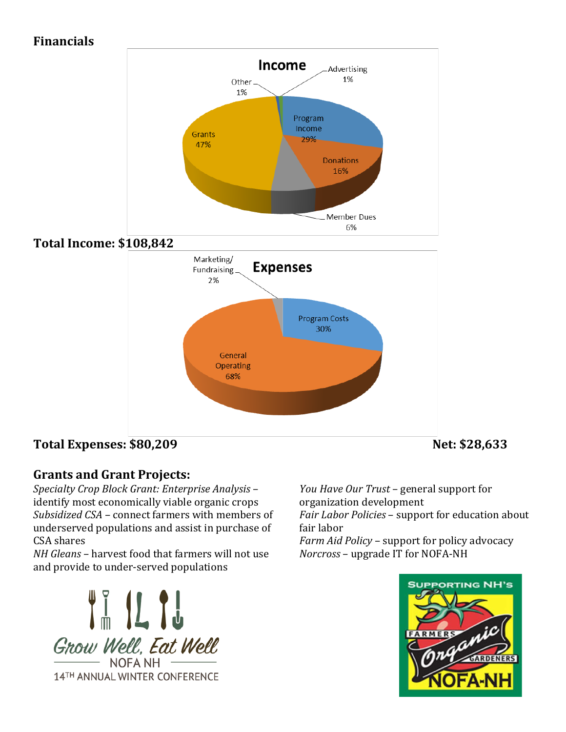## Financials

Income

Advertising 1%

Other 1%

Program Income 29%

Grants 47%

Donations 16%

Member Dues 6%

**Total Income: $108,842**

Expenses

Marketing/ Fundraising 2%

Program Costs 30%

General Operating 68%

**Total Expenses: $80,209**

**Net: $28,633**

## Grants and Grant Projects:

*Specialty Crop Block Grant: Enterprise Analysis* – identify most economically viable organic crops

*Subsidized CSA* – connect farmers with members of underserved populations and assist in purchase of CSA shares

*NH Gleans* – harvest food that farmers will not use and provide to under-served populations

*You Have Our Trust* – general support for organization development

*Fair Labor Policies* – support for education about fair labor

*Farm Aid Policy* – support for policy advocacy

*Norcross* – upgrade IT for NOFA-NH

Grow Well, Eat Well
NOFA NH
14TH ANNUAL WINTER CONFERENCE

SUPPORTING NH'S FARMERS Organic GARDENERS NOFA-NH